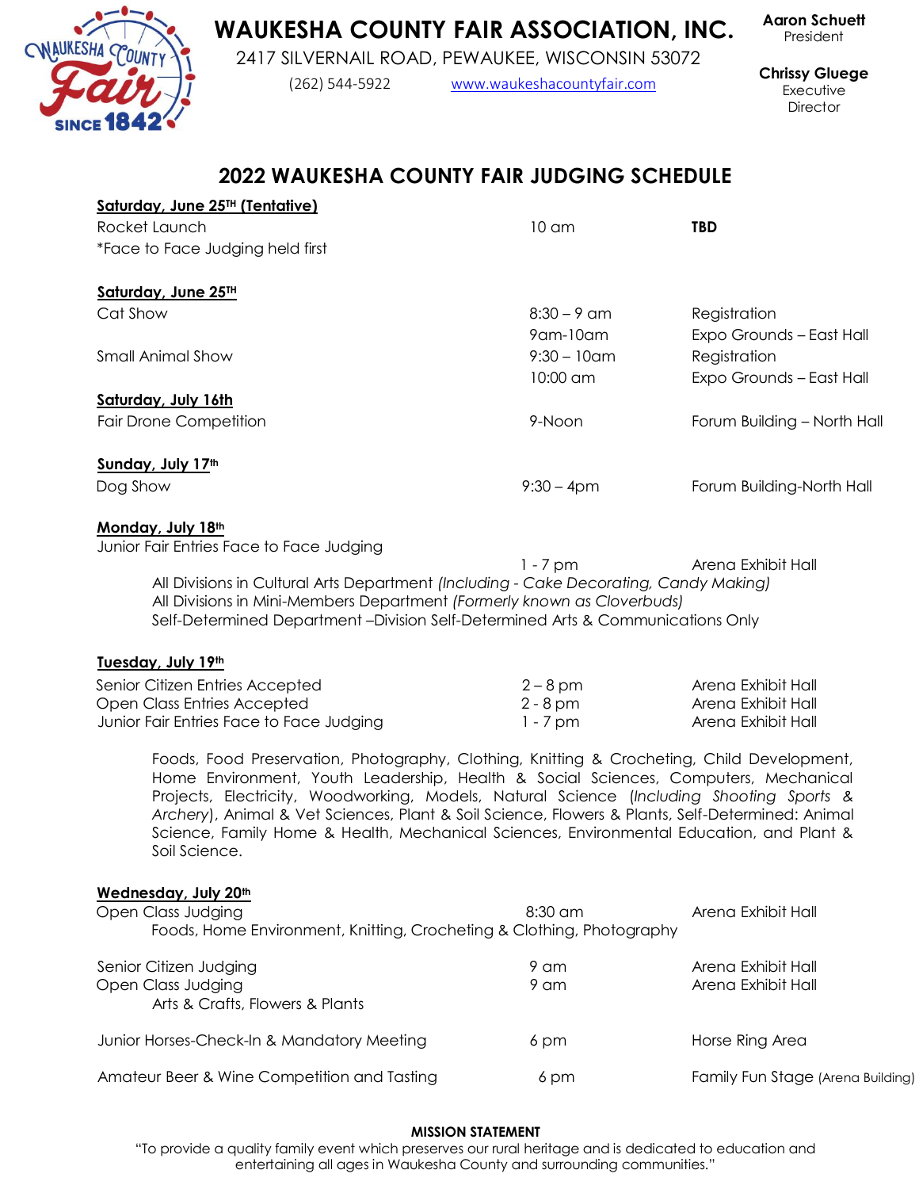# WAUKESHA COUNTY FAIR ASSOCIATION, INC.

2417 SILVERNAIL ROAD, PEWAUKEE, WISCONSIN 53072

(262) 544-5922 www.waukeshacountyfair.com

**Aaron Schuett**
President

**Chrissy Gluege**
Executive Director

## 2022 WAUKESHA COUNTY FAIR JUDGING SCHEDULE

**Saturday, June 25TH (Tentative)**

| | | |
|---|---|---|
| Rocket Launch<br>*Face to Face Judging held first | 10 am | **TBD** |

**Saturday, June 25TH**

| | | |
|---|---|---|
| Cat Show | 8:30 – 9 am | Registration |
| | 9am-10am | Expo Grounds – East Hall |
| Small Animal Show | 9:30 – 10am | Registration |
| | 10:00 am | Expo Grounds – East Hall |

**Saturday, July 16th**

| | | |
|---|---|---|
| Fair Drone Competition | 9-Noon | Forum Building – North Hall |

**Sunday, July 17th**

| | | |
|---|---|---|
| Dog Show | 9:30 – 4pm | Forum Building-North Hall |

**Monday, July 18th**

| | | |
|---|---|---|
| Junior Fair Entries Face to Face Judging | 1 - 7 pm | Arena Exhibit Hall |

All Divisions in Cultural Arts Department *(Including - Cake Decorating, Candy Making)*
All Divisions in Mini-Members Department *(Formerly known as Cloverbuds)*
Self-Determined Department –Division Self-Determined Arts & Communications Only

**Tuesday, July 19th**

| | | |
|---|---|---|
| Senior Citizen Entries Accepted | 2 – 8 pm | Arena Exhibit Hall |
| Open Class Entries Accepted | 2 - 8 pm | Arena Exhibit Hall |
| Junior Fair Entries Face to Face Judging | 1 - 7 pm | Arena Exhibit Hall |

Foods, Food Preservation, Photography, Clothing, Knitting & Crocheting, Child Development, Home Environment, Youth Leadership, Health & Social Sciences, Computers, Mechanical Projects, Electricity, Woodworking, Models, Natural Science (*Including Shooting Sports & Archery*), Animal & Vet Sciences, Plant & Soil Science, Flowers & Plants, Self-Determined: Animal Science, Family Home & Health, Mechanical Sciences, Environmental Education, and Plant & Soil Science.

**Wednesday, July 20th**

| | | |
|---|---|---|
| Open Class Judging<br>Foods, Home Environment, Knitting, Crocheting & Clothing, Photography | 8:30 am | Arena Exhibit Hall |
| Senior Citizen Judging | 9 am | Arena Exhibit Hall |
| Open Class Judging<br>Arts & Crafts, Flowers & Plants | 9 am | Arena Exhibit Hall |
| Junior Horses-Check-In & Mandatory Meeting | 6 pm | Horse Ring Area |
| Amateur Beer & Wine Competition and Tasting | 6 pm | Family Fun Stage (Arena Building) |

**MISSION STATEMENT**

"To provide a quality family event which preserves our rural heritage and is dedicated to education and entertaining all ages in Waukesha County and surrounding communities."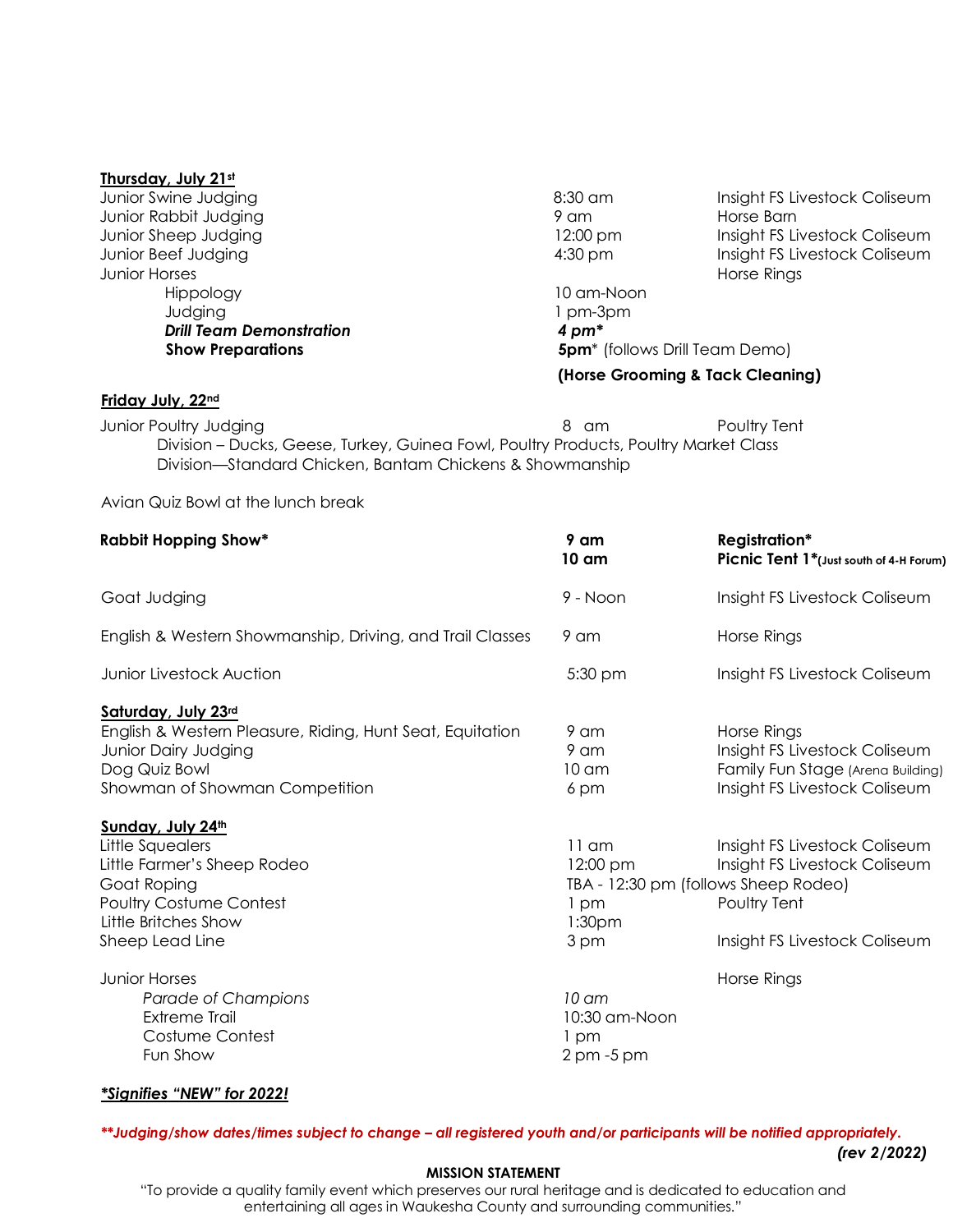**Thursday, July 21st**

| | | |
|---|---|---|
| Junior Swine Judging | 8:30 am | Insight FS Livestock Coliseum |
| Junior Rabbit Judging | 9 am | Horse Barn |
| Junior Sheep Judging | 12:00 pm | Insight FS Livestock Coliseum |
| Junior Beef Judging | 4:30 pm | Insight FS Livestock Coliseum |
| Junior Horses | | Horse Rings |
| Hippology | 10 am-Noon | |
| Judging | 1 pm-3pm | |
| ***Drill Team Demonstration*** | ***4 pm**** | |
| **Show Preparations** | **5pm*** (follows Drill Team Demo) **(Horse Grooming & Tack Cleaning)** | |

**Friday July, 22nd**

| | | |
|---|---|---|
| Junior Poultry Judging | 8 am | Poultry Tent |

Division – Ducks, Geese, Turkey, Guinea Fowl, Poultry Products, Poultry Market Class
Division—Standard Chicken, Bantam Chickens & Showmanship

Avian Quiz Bowl at the lunch break

| | | |
|---|---|---|
| **Rabbit Hopping Show*** | **9 am** | **Registration*** |
| | **10 am** | **Picnic Tent 1*(Just south of 4-H Forum)** |
| Goat Judging | 9 - Noon | Insight FS Livestock Coliseum |
| English & Western Showmanship, Driving, and Trail Classes | 9 am | Horse Rings |
| Junior Livestock Auction | 5:30 pm | Insight FS Livestock Coliseum |

**Saturday, July 23rd**

| | | |
|---|---|---|
| English & Western Pleasure, Riding, Hunt Seat, Equitation | 9 am | Horse Rings |
| Junior Dairy Judging | 9 am | Insight FS Livestock Coliseum |
| Dog Quiz Bowl | 10 am | Family Fun Stage (Arena Building) |
| Showman of Showman Competition | 6 pm | Insight FS Livestock Coliseum |

**Sunday, July 24th**

| | | |
|---|---|---|
| Little Squealers | 11 am | Insight FS Livestock Coliseum |
| Little Farmer's Sheep Rodeo | 12:00 pm | Insight FS Livestock Coliseum |
| Goat Roping | TBA - 12:30 pm (follows Sheep Rodeo) | |
| Poultry Costume Contest | 1 pm | Poultry Tent |
| Little Britches Show | 1:30pm | |
| Sheep Lead Line | 3 pm | Insight FS Livestock Coliseum |
| Junior Horses | | Horse Rings |
| *Parade of Champions* | *10 am* | |
| Extreme Trail | 10:30 am-Noon | |
| Costume Contest | 1 pm | |
| Fun Show | 2 pm -5 pm | |

***Signifies "NEW" for 2022!***

***\*\*Judging/show dates/times subject to change – all registered youth and/or participants will be notified appropriately.***

***(rev 2/2022)***

**MISSION STATEMENT**

"To provide a quality family event which preserves our rural heritage and is dedicated to education and entertaining all ages in Waukesha County and surrounding communities."